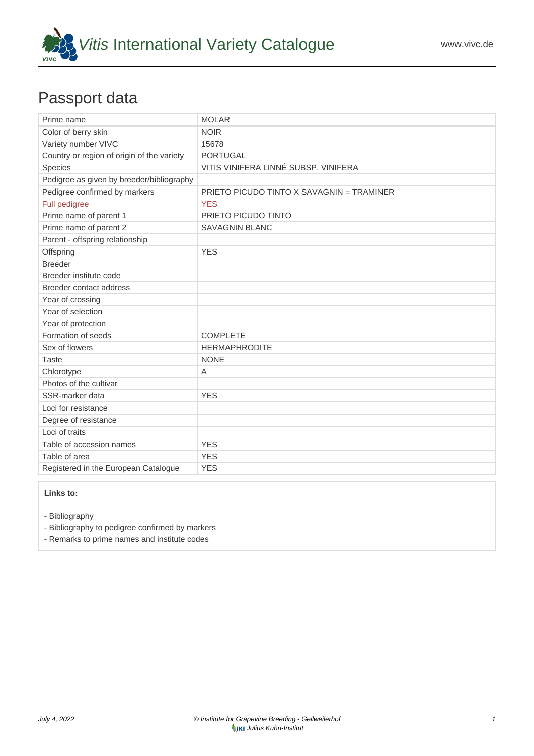# *Vitis* International Variety Catalogue

## Passport data

| | |
|---|---|
| Prime name | MOLAR |
| Color of berry skin | NOIR |
| Variety number VIVC | 15678 |
| Country or region of origin of the variety | PORTUGAL |
| Species | VITIS VINIFERA LINNÉ SUBSP. VINIFERA |
| Pedigree as given by breeder/bibliography | |
| Pedigree confirmed by markers | PRIETO PICUDO TINTO X SAVAGNIN = TRAMINER |
| Full pedigree | YES |
| Prime name of parent 1 | PRIETO PICUDO TINTO |
| Prime name of parent 2 | SAVAGNIN BLANC |
| Parent - offspring relationship | |
| Offspring | YES |
| Breeder | |
| Breeder institute code | |
| Breeder contact address | |
| Year of crossing | |
| Year of selection | |
| Year of protection | |
| Formation of seeds | COMPLETE |
| Sex of flowers | HERMAPHRODITE |
| Taste | NONE |
| Chlorotype | A |
| Photos of the cultivar | |
| SSR-marker data | YES |
| Loci for resistance | |
| Degree of resistance | |
| Loci of traits | |
| Table of accession names | YES |
| Table of area | YES |
| Registered in the European Catalogue | YES |

**Links to:**

- Bibliography
- Bibliography to pedigree confirmed by markers
- Remarks to prime names and institute codes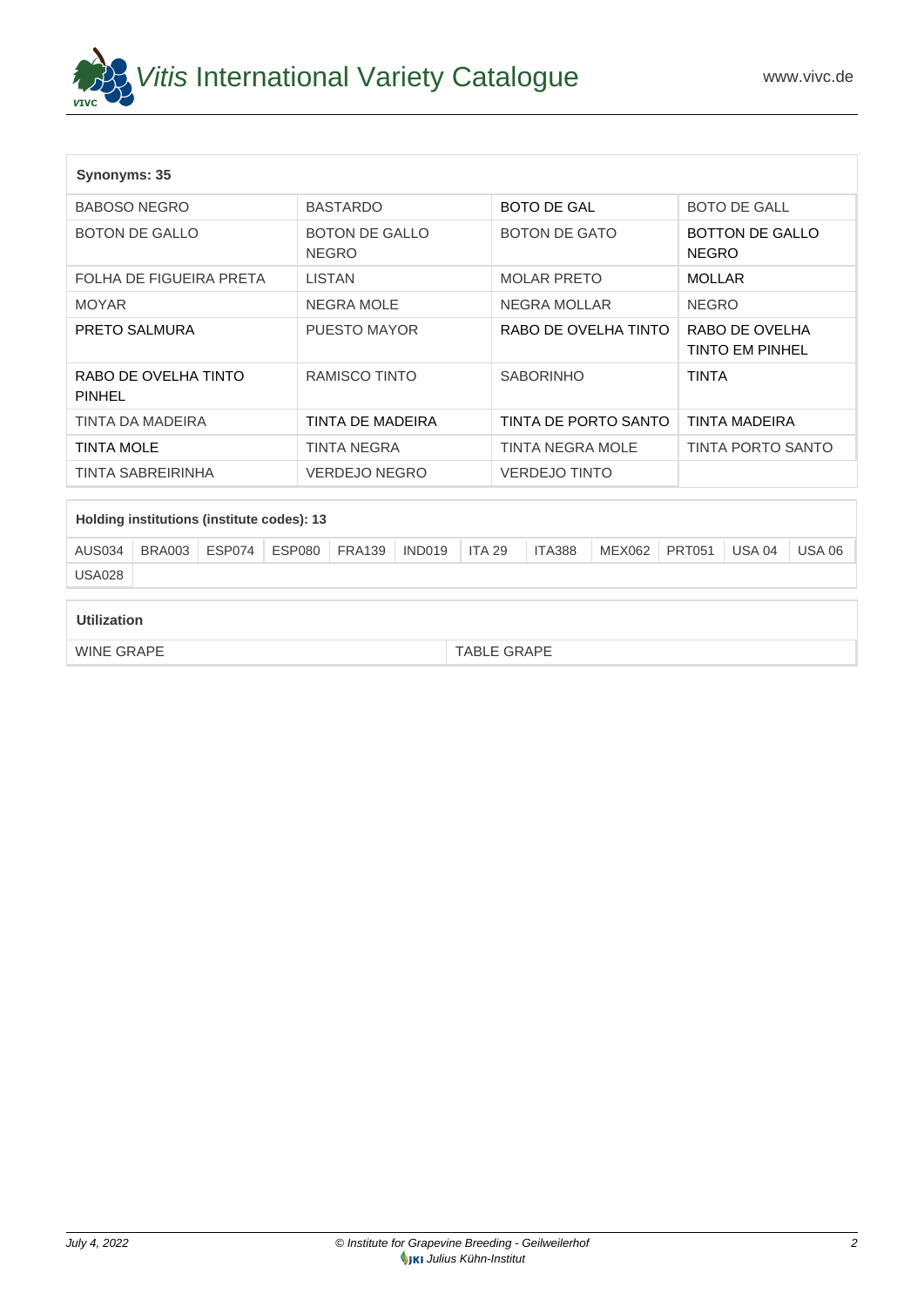**Synonyms: 35**

| | | | |
|---|---|---|---|
| BABOSO NEGRO | BASTARDO | BOTO DE GAL | BOTO DE GALL |
| BOTON DE GALLO | BOTON DE GALLO NEGRO | BOTON DE GATO | BOTTON DE GALLO NEGRO |
| FOLHA DE FIGUEIRA PRETA | LISTAN | MOLAR PRETO | MOLLAR |
| MOYAR | NEGRA MOLE | NEGRA MOLLAR | NEGRO |
| PRETO SALMURA | PUESTO MAYOR | RABO DE OVELHA TINTO | RABO DE OVELHA TINTO EM PINHEL |
| RABO DE OVELHA TINTO PINHEL | RAMISCO TINTO | SABORINHO | TINTA |
| TINTA DA MADEIRA | TINTA DE MADEIRA | TINTA DE PORTO SANTO | TINTA MADEIRA |
| TINTA MOLE | TINTA NEGRA | TINTA NEGRA MOLE | TINTA PORTO SANTO |
| TINTA SABREIRINHA | VERDEJO NEGRO | VERDEJO TINTO | |

**Holding institutions (institute codes): 13**

| | | | | | | | | | | | |
|---|---|---|---|---|---|---|---|---|---|---|---|
| AUS034 | BRA003 | ESP074 | ESP080 | FRA139 | IND019 | ITA 29 | ITA388 | MEX062 | PRT051 | USA 04 | USA 06 |
| USA028 | | | | | | | | | | | |

**Utilization**

| | |
|---|---|
| WINE GRAPE | TABLE GRAPE |